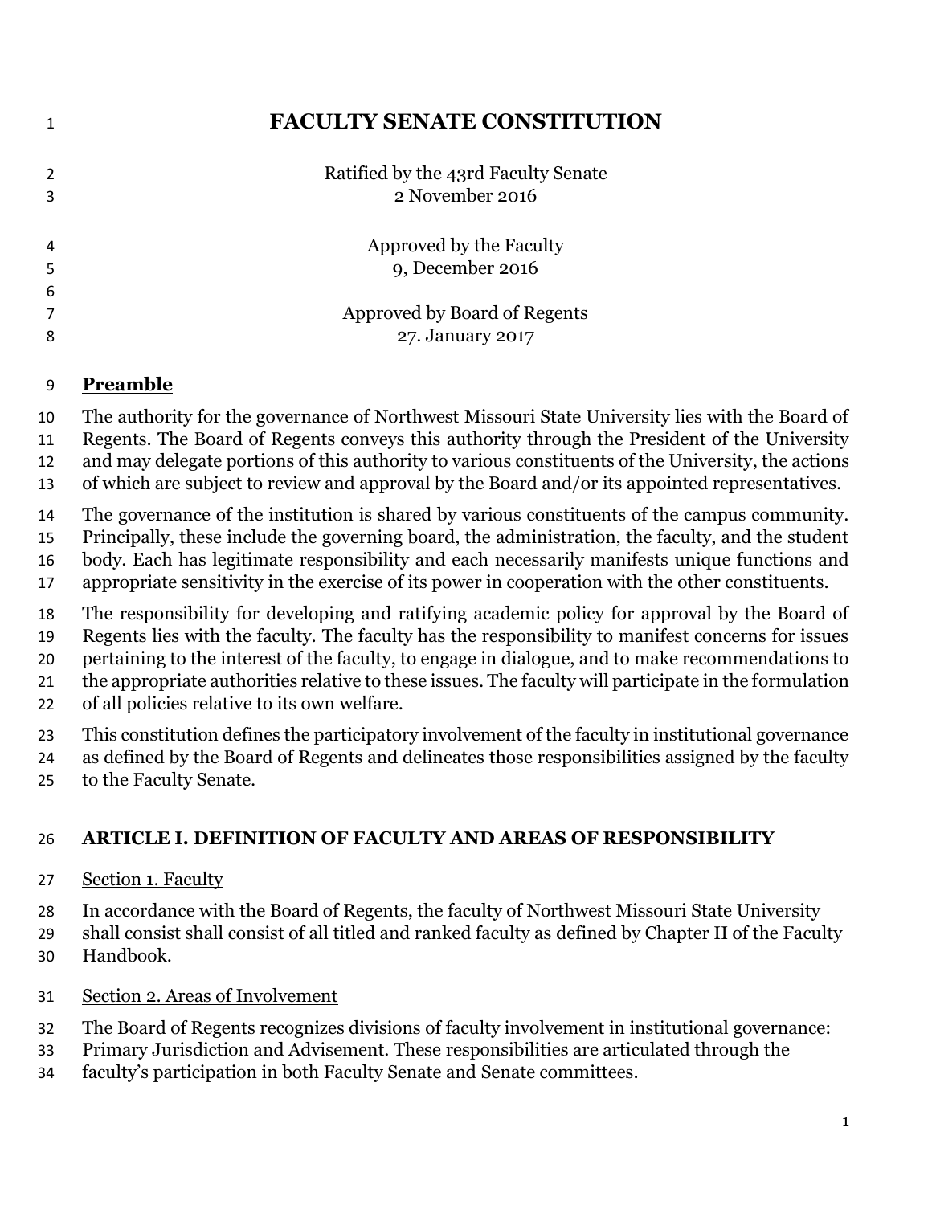# FACULTY SENATE CONSTITUTION

Ratified by the 43rd Faculty Senate
2 November 2016

Approved by the Faculty
9, December 2016

Approved by Board of Regents
27. January 2017

## Preamble

The authority for the governance of Northwest Missouri State University lies with the Board of Regents. The Board of Regents conveys this authority through the President of the University and may delegate portions of this authority to various constituents of the University, the actions of which are subject to review and approval by the Board and/or its appointed representatives.

The governance of the institution is shared by various constituents of the campus community. Principally, these include the governing board, the administration, the faculty, and the student body. Each has legitimate responsibility and each necessarily manifests unique functions and appropriate sensitivity in the exercise of its power in cooperation with the other constituents.

The responsibility for developing and ratifying academic policy for approval by the Board of Regents lies with the faculty. The faculty has the responsibility to manifest concerns for issues pertaining to the interest of the faculty, to engage in dialogue, and to make recommendations to the appropriate authorities relative to these issues. The faculty will participate in the formulation of all policies relative to its own welfare.

This constitution defines the participatory involvement of the faculty in institutional governance as defined by the Board of Regents and delineates those responsibilities assigned by the faculty to the Faculty Senate.

## ARTICLE I. DEFINITION OF FACULTY AND AREAS OF RESPONSIBILITY

### Section 1. Faculty

In accordance with the Board of Regents, the faculty of Northwest Missouri State University shall consist shall consist of all titled and ranked faculty as defined by Chapter II of the Faculty Handbook.

### Section 2. Areas of Involvement

The Board of Regents recognizes divisions of faculty involvement in institutional governance: Primary Jurisdiction and Advisement. These responsibilities are articulated through the faculty's participation in both Faculty Senate and Senate committees.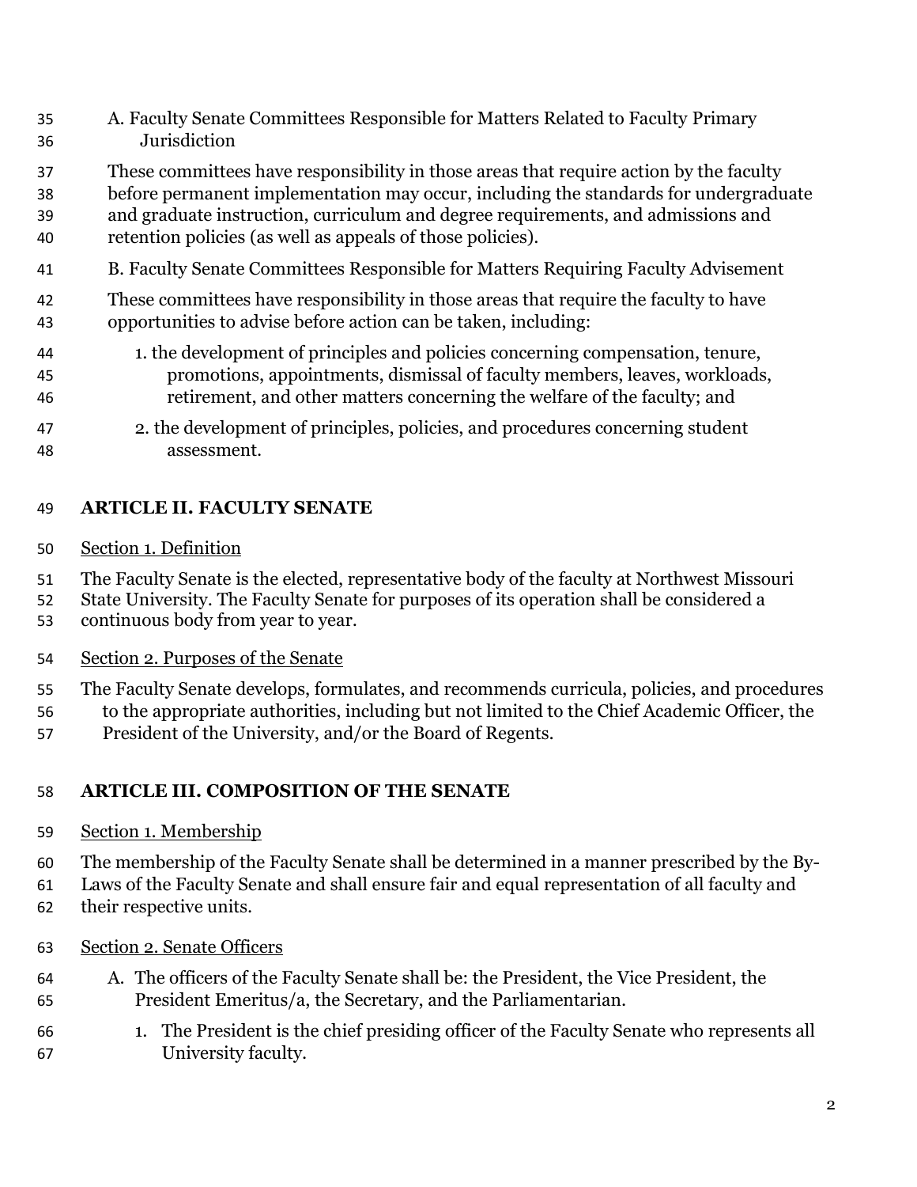A. Faculty Senate Committees Responsible for Matters Related to Faculty Primary Jurisdiction

These committees have responsibility in those areas that require action by the faculty before permanent implementation may occur, including the standards for undergraduate and graduate instruction, curriculum and degree requirements, and admissions and retention policies (as well as appeals of those policies).

B. Faculty Senate Committees Responsible for Matters Requiring Faculty Advisement

These committees have responsibility in those areas that require the faculty to have opportunities to advise before action can be taken, including:

1. the development of principles and policies concerning compensation, tenure, promotions, appointments, dismissal of faculty members, leaves, workloads, retirement, and other matters concerning the welfare of the faculty; and

2. the development of principles, policies, and procedures concerning student assessment.

## ARTICLE II. FACULTY SENATE

Section 1. Definition

The Faculty Senate is the elected, representative body of the faculty at Northwest Missouri State University. The Faculty Senate for purposes of its operation shall be considered a continuous body from year to year.

Section 2. Purposes of the Senate

The Faculty Senate develops, formulates, and recommends curricula, policies, and procedures to the appropriate authorities, including but not limited to the Chief Academic Officer, the President of the University, and/or the Board of Regents.

## ARTICLE III. COMPOSITION OF THE SENATE

Section 1. Membership

The membership of the Faculty Senate shall be determined in a manner prescribed by the By-Laws of the Faculty Senate and shall ensure fair and equal representation of all faculty and their respective units.

Section 2. Senate Officers

A. The officers of the Faculty Senate shall be: the President, the Vice President, the President Emeritus/a, the Secretary, and the Parliamentarian.

1. The President is the chief presiding officer of the Faculty Senate who represents all University faculty.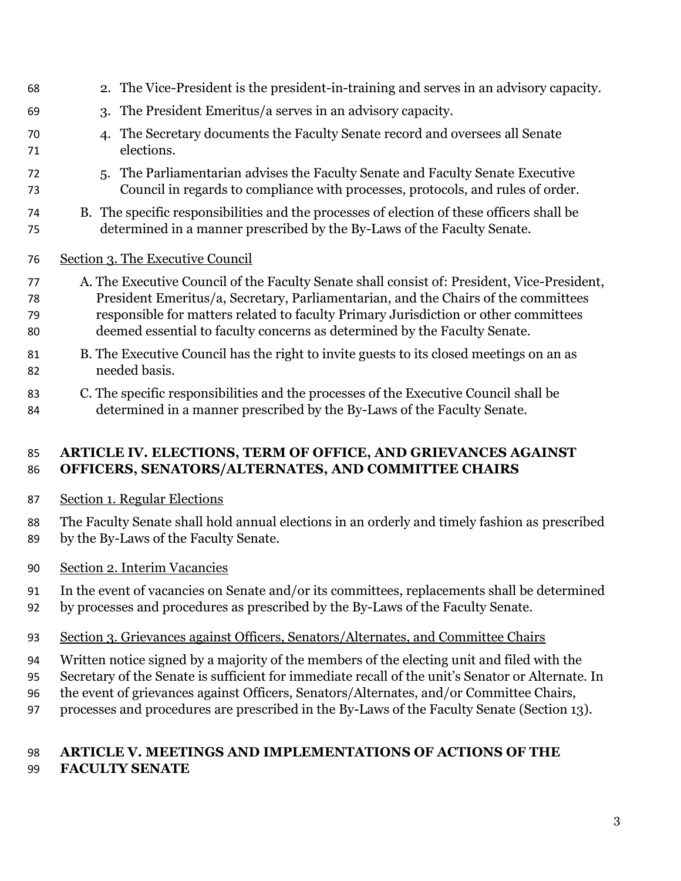2. The Vice-President is the president-in-training and serves in an advisory capacity.
3. The President Emeritus/a serves in an advisory capacity.
4. The Secretary documents the Faculty Senate record and oversees all Senate elections.
5. The Parliamentarian advises the Faculty Senate and Faculty Senate Executive Council in regards to compliance with processes, protocols, and rules of order.

B. The specific responsibilities and the processes of election of these officers shall be determined in a manner prescribed by the By-Laws of the Faculty Senate.

Section 3. The Executive Council

A. The Executive Council of the Faculty Senate shall consist of: President, Vice-President, President Emeritus/a, Secretary, Parliamentarian, and the Chairs of the committees responsible for matters related to faculty Primary Jurisdiction or other committees deemed essential to faculty concerns as determined by the Faculty Senate.

B. The Executive Council has the right to invite guests to its closed meetings on an as needed basis.

C. The specific responsibilities and the processes of the Executive Council shall be determined in a manner prescribed by the By-Laws of the Faculty Senate.

## ARTICLE IV. ELECTIONS, TERM OF OFFICE, AND GRIEVANCES AGAINST OFFICERS, SENATORS/ALTERNATES, AND COMMITTEE CHAIRS

Section 1. Regular Elections

The Faculty Senate shall hold annual elections in an orderly and timely fashion as prescribed by the By-Laws of the Faculty Senate.

Section 2. Interim Vacancies

In the event of vacancies on Senate and/or its committees, replacements shall be determined by processes and procedures as prescribed by the By-Laws of the Faculty Senate.

Section 3. Grievances against Officers, Senators/Alternates, and Committee Chairs

Written notice signed by a majority of the members of the electing unit and filed with the Secretary of the Senate is sufficient for immediate recall of the unit's Senator or Alternate. In the event of grievances against Officers, Senators/Alternates, and/or Committee Chairs, processes and procedures are prescribed in the By-Laws of the Faculty Senate (Section 13).

## ARTICLE V. MEETINGS AND IMPLEMENTATIONS OF ACTIONS OF THE FACULTY SENATE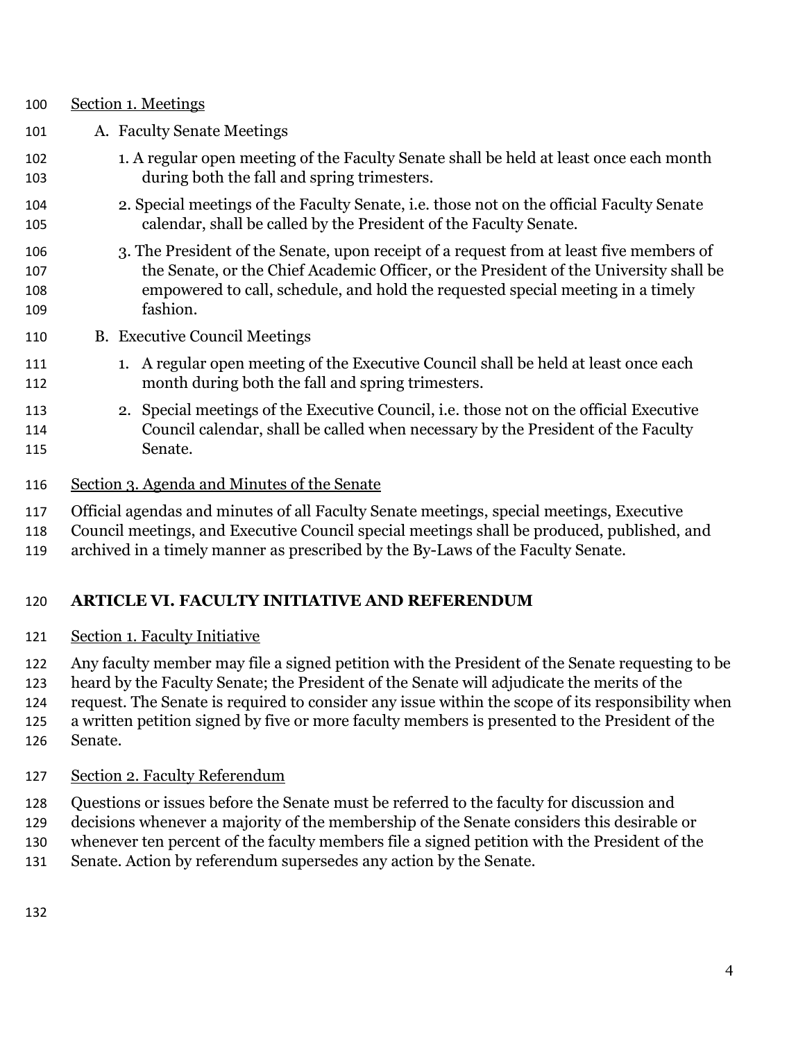Section 1. Meetings

A. Faculty Senate Meetings

1. A regular open meeting of the Faculty Senate shall be held at least once each month during both the fall and spring trimesters.

2. Special meetings of the Faculty Senate, i.e. those not on the official Faculty Senate calendar, shall be called by the President of the Faculty Senate.

3. The President of the Senate, upon receipt of a request from at least five members of the Senate, or the Chief Academic Officer, or the President of the University shall be empowered to call, schedule, and hold the requested special meeting in a timely fashion.

B. Executive Council Meetings

1. A regular open meeting of the Executive Council shall be held at least once each month during both the fall and spring trimesters.

2. Special meetings of the Executive Council, i.e. those not on the official Executive Council calendar, shall be called when necessary by the President of the Faculty Senate.

Section 3. Agenda and Minutes of the Senate

Official agendas and minutes of all Faculty Senate meetings, special meetings, Executive Council meetings, and Executive Council special meetings shall be produced, published, and archived in a timely manner as prescribed by the By-Laws of the Faculty Senate.

## ARTICLE VI. FACULTY INITIATIVE AND REFERENDUM

Section 1. Faculty Initiative

Any faculty member may file a signed petition with the President of the Senate requesting to be heard by the Faculty Senate; the President of the Senate will adjudicate the merits of the request. The Senate is required to consider any issue within the scope of its responsibility when a written petition signed by five or more faculty members is presented to the President of the Senate.

Section 2. Faculty Referendum

Questions or issues before the Senate must be referred to the faculty for discussion and decisions whenever a majority of the membership of the Senate considers this desirable or whenever ten percent of the faculty members file a signed petition with the President of the Senate. Action by referendum supersedes any action by the Senate.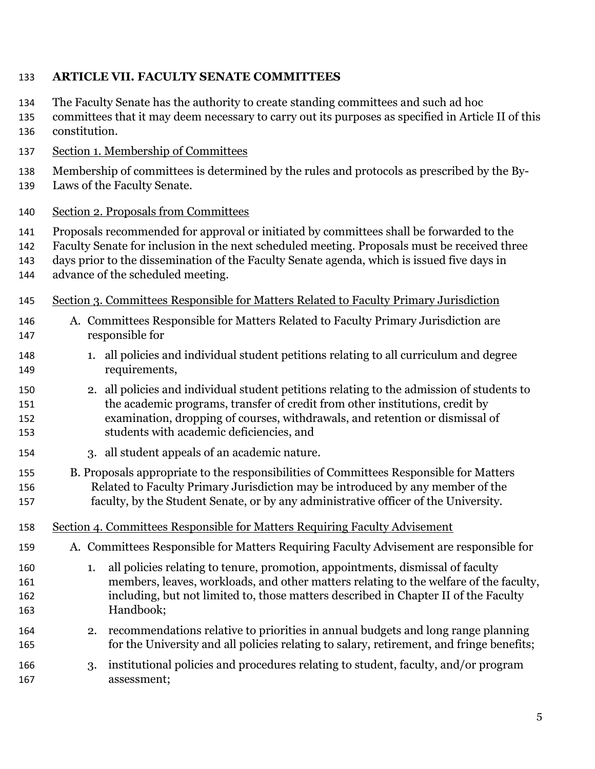## ARTICLE VII. FACULTY SENATE COMMITTEES

The Faculty Senate has the authority to create standing committees and such ad hoc committees that it may deem necessary to carry out its purposes as specified in Article II of this constitution.

Section 1. Membership of Committees

Membership of committees is determined by the rules and protocols as prescribed by the By-Laws of the Faculty Senate.

Section 2. Proposals from Committees

Proposals recommended for approval or initiated by committees shall be forwarded to the Faculty Senate for inclusion in the next scheduled meeting. Proposals must be received three days prior to the dissemination of the Faculty Senate agenda, which is issued five days in advance of the scheduled meeting.

Section 3. Committees Responsible for Matters Related to Faculty Primary Jurisdiction

A. Committees Responsible for Matters Related to Faculty Primary Jurisdiction are responsible for

1. all policies and individual student petitions relating to all curriculum and degree requirements,
2. all policies and individual student petitions relating to the admission of students to the academic programs, transfer of credit from other institutions, credit by examination, dropping of courses, withdrawals, and retention or dismissal of students with academic deficiencies, and
3. all student appeals of an academic nature.

B. Proposals appropriate to the responsibilities of Committees Responsible for Matters Related to Faculty Primary Jurisdiction may be introduced by any member of the faculty, by the Student Senate, or by any administrative officer of the University.

Section 4. Committees Responsible for Matters Requiring Faculty Advisement

A. Committees Responsible for Matters Requiring Faculty Advisement are responsible for

1. all policies relating to tenure, promotion, appointments, dismissal of faculty members, leaves, workloads, and other matters relating to the welfare of the faculty, including, but not limited to, those matters described in Chapter II of the Faculty Handbook;
2. recommendations relative to priorities in annual budgets and long range planning for the University and all policies relating to salary, retirement, and fringe benefits;
3. institutional policies and procedures relating to student, faculty, and/or program assessment;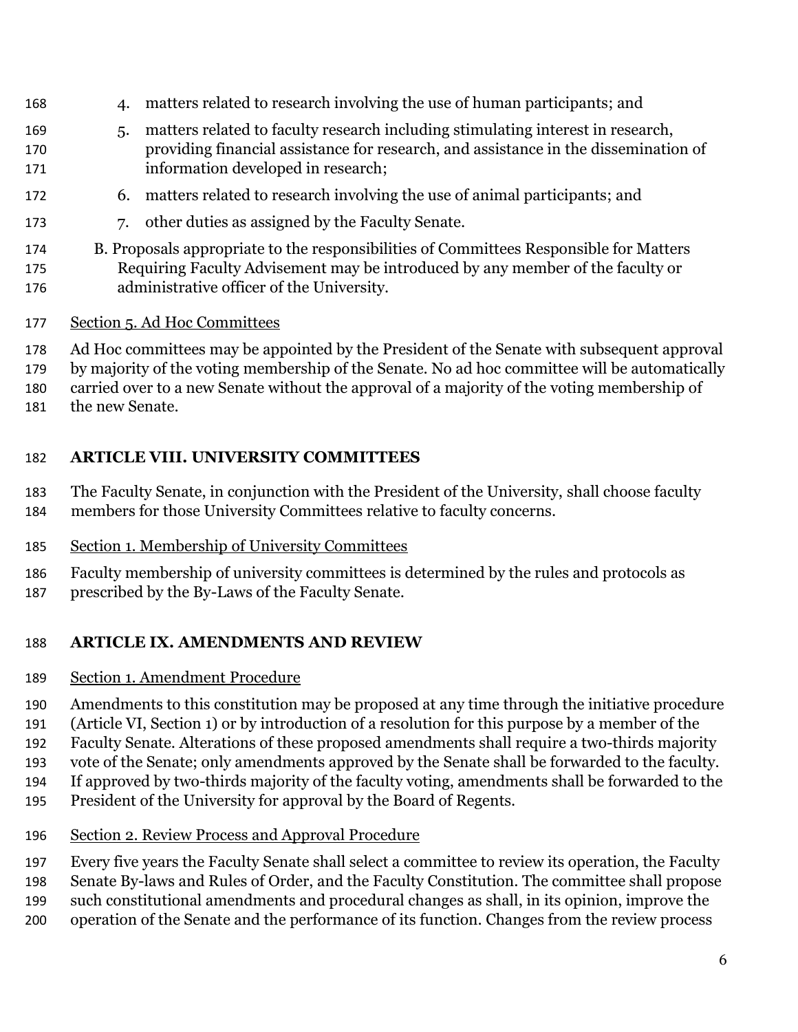4. matters related to research involving the use of human participants; and
5. matters related to faculty research including stimulating interest in research, providing financial assistance for research, and assistance in the dissemination of information developed in research;
6. matters related to research involving the use of animal participants; and
7. other duties as assigned by the Faculty Senate.

B. Proposals appropriate to the responsibilities of Committees Responsible for Matters Requiring Faculty Advisement may be introduced by any member of the faculty or administrative officer of the University.

Section 5. Ad Hoc Committees

Ad Hoc committees may be appointed by the President of the Senate with subsequent approval by majority of the voting membership of the Senate. No ad hoc committee will be automatically carried over to a new Senate without the approval of a majority of the voting membership of the new Senate.

## ARTICLE VIII. UNIVERSITY COMMITTEES

The Faculty Senate, in conjunction with the President of the University, shall choose faculty members for those University Committees relative to faculty concerns.

Section 1. Membership of University Committees

Faculty membership of university committees is determined by the rules and protocols as prescribed by the By-Laws of the Faculty Senate.

## ARTICLE IX. AMENDMENTS AND REVIEW

Section 1. Amendment Procedure

Amendments to this constitution may be proposed at any time through the initiative procedure (Article VI, Section 1) or by introduction of a resolution for this purpose by a member of the Faculty Senate. Alterations of these proposed amendments shall require a two-thirds majority vote of the Senate; only amendments approved by the Senate shall be forwarded to the faculty. If approved by two-thirds majority of the faculty voting, amendments shall be forwarded to the President of the University for approval by the Board of Regents.

Section 2. Review Process and Approval Procedure

Every five years the Faculty Senate shall select a committee to review its operation, the Faculty Senate By-laws and Rules of Order, and the Faculty Constitution. The committee shall propose such constitutional amendments and procedural changes as shall, in its opinion, improve the operation of the Senate and the performance of its function. Changes from the review process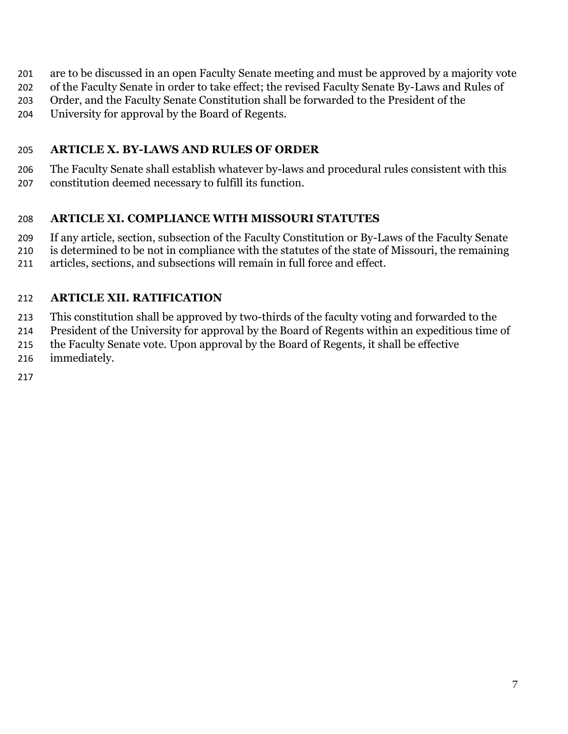are to be discussed in an open Faculty Senate meeting and must be approved by a majority vote of the Faculty Senate in order to take effect; the revised Faculty Senate By-Laws and Rules of Order, and the Faculty Senate Constitution shall be forwarded to the President of the University for approval by the Board of Regents.

## ARTICLE X. BY-LAWS AND RULES OF ORDER

The Faculty Senate shall establish whatever by-laws and procedural rules consistent with this constitution deemed necessary to fulfill its function.

## ARTICLE XI. COMPLIANCE WITH MISSOURI STATUTES

If any article, section, subsection of the Faculty Constitution or By-Laws of the Faculty Senate is determined to be not in compliance with the statutes of the state of Missouri, the remaining articles, sections, and subsections will remain in full force and effect.

## ARTICLE XII. RATIFICATION

This constitution shall be approved by two-thirds of the faculty voting and forwarded to the President of the University for approval by the Board of Regents within an expeditious time of the Faculty Senate vote. Upon approval by the Board of Regents, it shall be effective immediately.